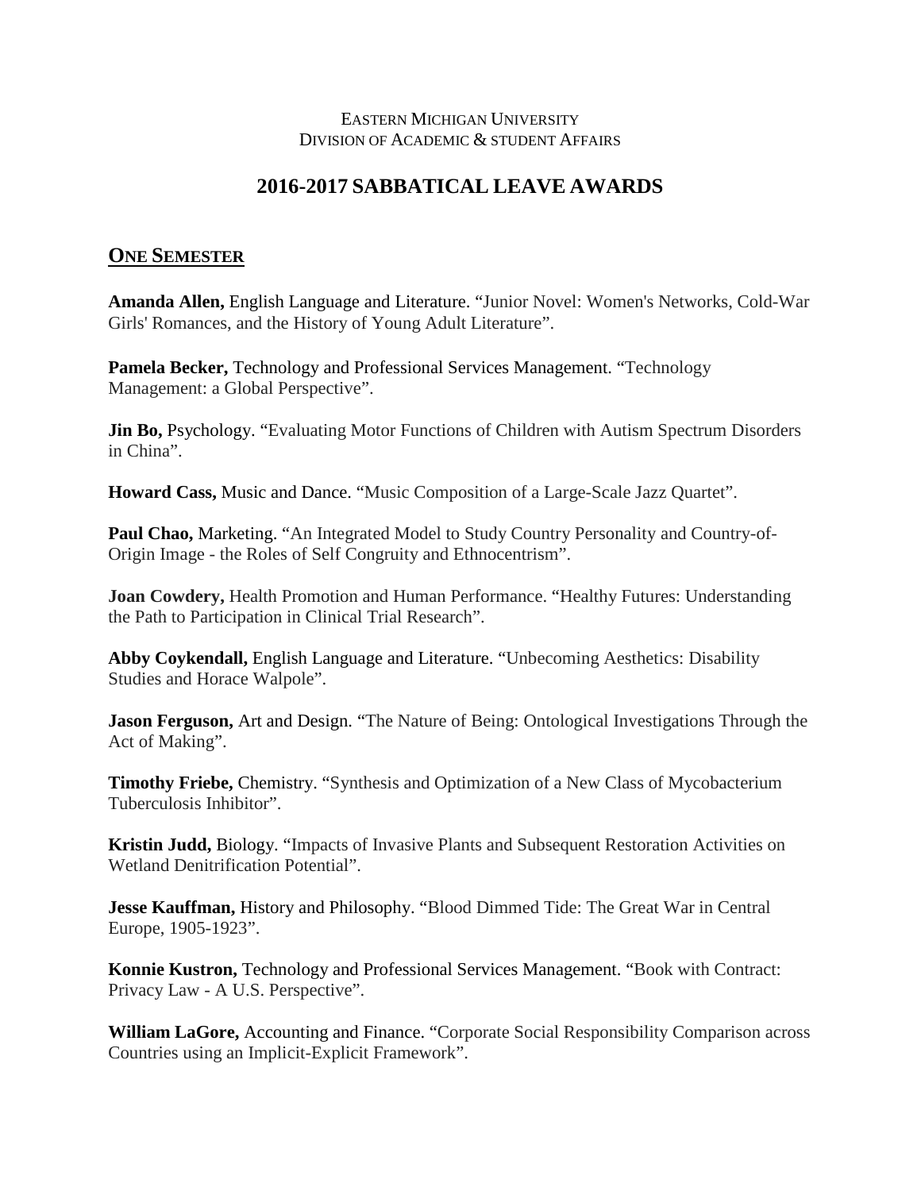EASTERN MICHIGAN UNIVERSITY
DIVISION OF ACADEMIC & STUDENT AFFAIRS

# 2016-2017 SABBATICAL LEAVE AWARDS

## ONE SEMESTER

**Amanda Allen,** English Language and Literature. "Junior Novel: Women's Networks, Cold-War Girls' Romances, and the History of Young Adult Literature".

**Pamela Becker,** Technology and Professional Services Management. "Technology Management: a Global Perspective".

**Jin Bo,** Psychology. "Evaluating Motor Functions of Children with Autism Spectrum Disorders in China".

**Howard Cass,** Music and Dance. "Music Composition of a Large-Scale Jazz Quartet".

**Paul Chao,** Marketing. "An Integrated Model to Study Country Personality and Country-of-Origin Image - the Roles of Self Congruity and Ethnocentrism".

**Joan Cowdery,** Health Promotion and Human Performance. "Healthy Futures: Understanding the Path to Participation in Clinical Trial Research".

**Abby Coykendall,** English Language and Literature. "Unbecoming Aesthetics: Disability Studies and Horace Walpole".

**Jason Ferguson,** Art and Design. "The Nature of Being: Ontological Investigations Through the Act of Making".

**Timothy Friebe,** Chemistry. "Synthesis and Optimization of a New Class of Mycobacterium Tuberculosis Inhibitor".

**Kristin Judd,** Biology. "Impacts of Invasive Plants and Subsequent Restoration Activities on Wetland Denitrification Potential".

**Jesse Kauffman,** History and Philosophy. "Blood Dimmed Tide: The Great War in Central Europe, 1905-1923".

**Konnie Kustron,** Technology and Professional Services Management. "Book with Contract: Privacy Law - A U.S. Perspective".

**William LaGore,** Accounting and Finance. "Corporate Social Responsibility Comparison across Countries using an Implicit-Explicit Framework".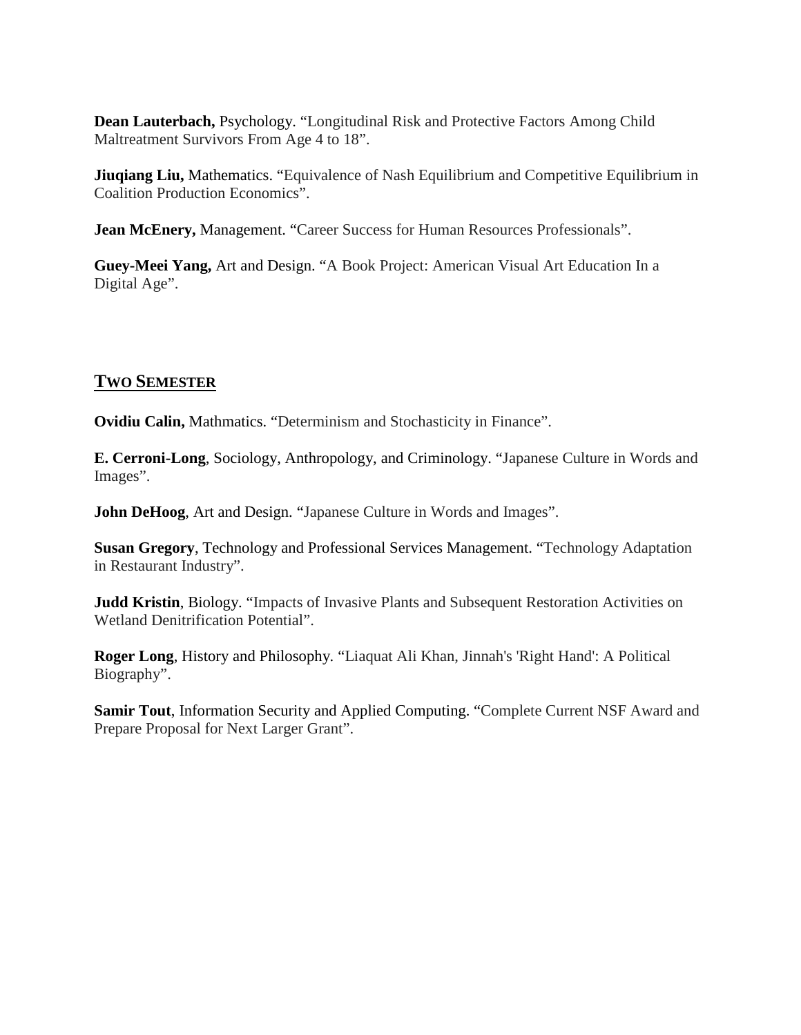**Dean Lauterbach,** Psychology. "Longitudinal Risk and Protective Factors Among Child Maltreatment Survivors From Age 4 to 18".

**Jiuqiang Liu,** Mathematics. "Equivalence of Nash Equilibrium and Competitive Equilibrium in Coalition Production Economics".

**Jean McEnery,** Management. "Career Success for Human Resources Professionals".

**Guey-Meei Yang,** Art and Design. "A Book Project: American Visual Art Education In a Digital Age".

## TWO SEMESTER

**Ovidiu Calin,** Mathmatics. "Determinism and Stochasticity in Finance".

**E. Cerroni-Long**, Sociology, Anthropology, and Criminology. "Japanese Culture in Words and Images".

**John DeHoog**, Art and Design. "Japanese Culture in Words and Images".

**Susan Gregory**, Technology and Professional Services Management. "Technology Adaptation in Restaurant Industry".

**Judd Kristin**, Biology. "Impacts of Invasive Plants and Subsequent Restoration Activities on Wetland Denitrification Potential".

**Roger Long**, History and Philosophy. "Liaquat Ali Khan, Jinnah's 'Right Hand': A Political Biography".

**Samir Tout**, Information Security and Applied Computing. "Complete Current NSF Award and Prepare Proposal for Next Larger Grant".